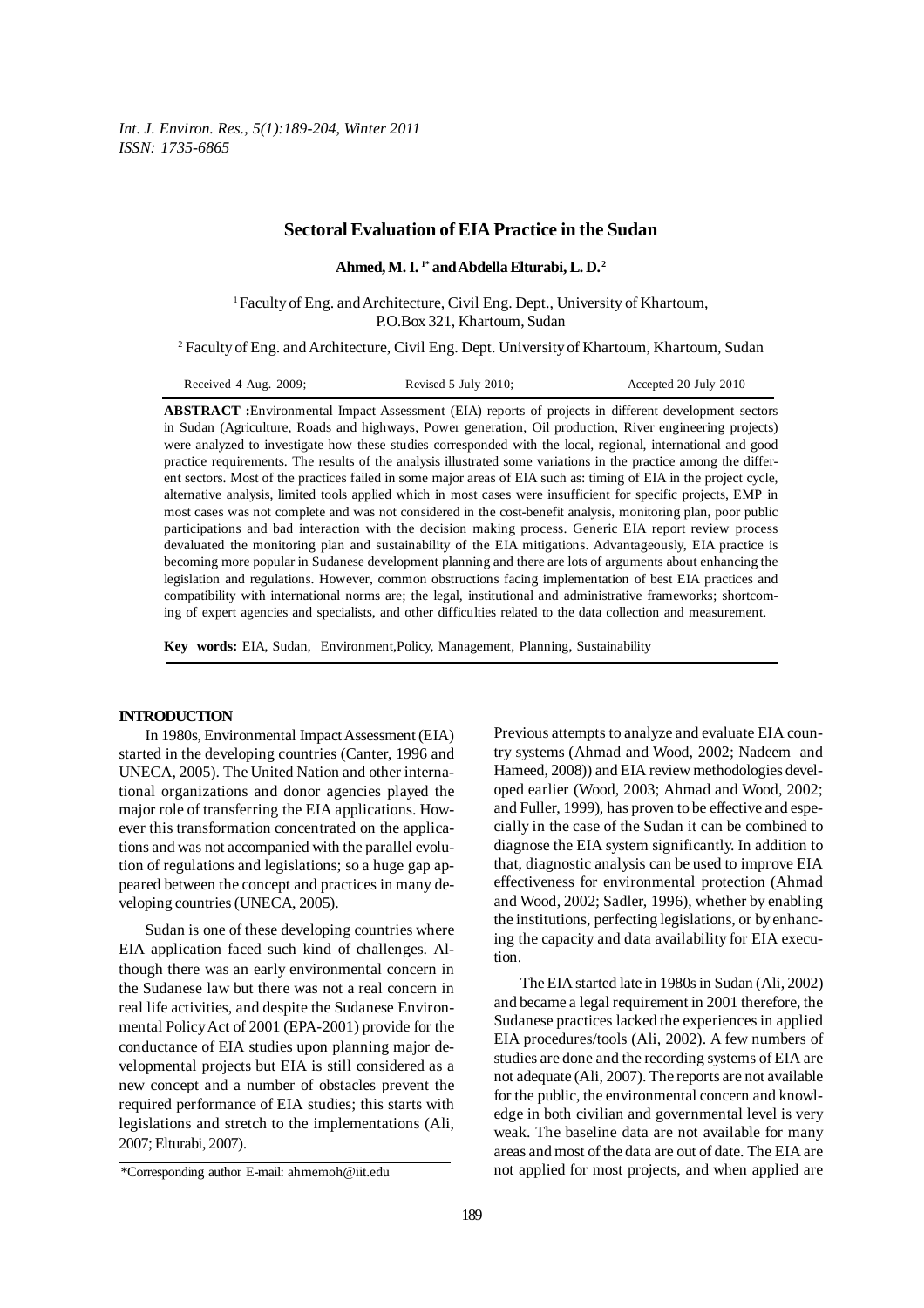# Sectoral Evaluation of EIA Practice in the Sudan

**Ahmed, M. I.[1*] and Abdella Elturabi, L. D.[2]**

[1] Faculty of Eng. and Architecture, Civil Eng. Dept., University of Khartoum, P.O.Box 321, Khartoum, Sudan

[2] Faculty of Eng. and Architecture, Civil Eng. Dept. University of Khartoum, Khartoum, Sudan

Received 4 Aug. 2009; Revised 5 July 2010; Accepted 20 July 2010

**ABSTRACT :** Environmental Impact Assessment (EIA) reports of projects in different development sectors in Sudan (Agriculture, Roads and highways, Power generation, Oil production, River engineering projects) were analyzed to investigate how these studies corresponded with the local, regional, international and good practice requirements. The results of the analysis illustrated some variations in the practice among the different sectors. Most of the practices failed in some major areas of EIA such as: timing of EIA in the project cycle, alternative analysis, limited tools applied which in most cases were insufficient for specific projects, EMP in most cases was not complete and was not considered in the cost-benefit analysis, monitoring plan, poor public participations and bad interaction with the decision making process. Generic EIA report review process devaluated the monitoring plan and sustainability of the EIA mitigations. Advantageously, EIA practice is becoming more popular in Sudanese development planning and there are lots of arguments about enhancing the legislation and regulations. However, common obstructions facing implementation of best EIA practices and compatibility with international norms are; the legal, institutional and administrative frameworks; shortcoming of expert agencies and specialists, and other difficulties related to the data collection and measurement.

**Key words:** EIA, Sudan, Environment, Policy, Management, Planning, Sustainability

## INTRODUCTION

In 1980s, Environmental Impact Assessment (EIA) started in the developing countries (Canter, 1996 and UNECA, 2005). The United Nation and other international organizations and donor agencies played the major role of transferring the EIA applications. However this transformation concentrated on the applications and was not accompanied with the parallel evolution of regulations and legislations; so a huge gap appeared between the concept and practices in many developing countries (UNECA, 2005).

Sudan is one of these developing countries where EIA application faced such kind of challenges. Although there was an early environmental concern in the Sudanese law but there was not a real concern in real life activities, and despite the Sudanese Environmental Policy Act of 2001 (EPA-2001) provide for the conductance of EIA studies upon planning major developmental projects but EIA is still considered as a new concept and a number of obstacles prevent the required performance of EIA studies; this starts with legislations and stretch to the implementations (Ali, 2007; Elturabi, 2007).

Previous attempts to analyze and evaluate EIA country systems (Ahmad and Wood, 2002; Nadeem and Hameed, 2008)) and EIA review methodologies developed earlier (Wood, 2003; Ahmad and Wood, 2002; and Fuller, 1999), has proven to be effective and especially in the case of the Sudan it can be combined to diagnose the EIA system significantly. In addition to that, diagnostic analysis can be used to improve EIA effectiveness for environmental protection (Ahmad and Wood, 2002; Sadler, 1996), whether by enabling the institutions, perfecting legislations, or by enhancing the capacity and data availability for EIA execution.

The EIA started late in 1980s in Sudan (Ali, 2002) and became a legal requirement in 2001 therefore, the Sudanese practices lacked the experiences in applied EIA procedures/tools (Ali, 2002). A few numbers of studies are done and the recording systems of EIA are not adequate (Ali, 2007). The reports are not available for the public, the environmental concern and knowledge in both civilian and governmental level is very weak. The baseline data are not available for many areas and most of the data are out of date. The EIA are not applied for most projects, and when applied are

*Corresponding author E-mail: ahmemoh@iit.edu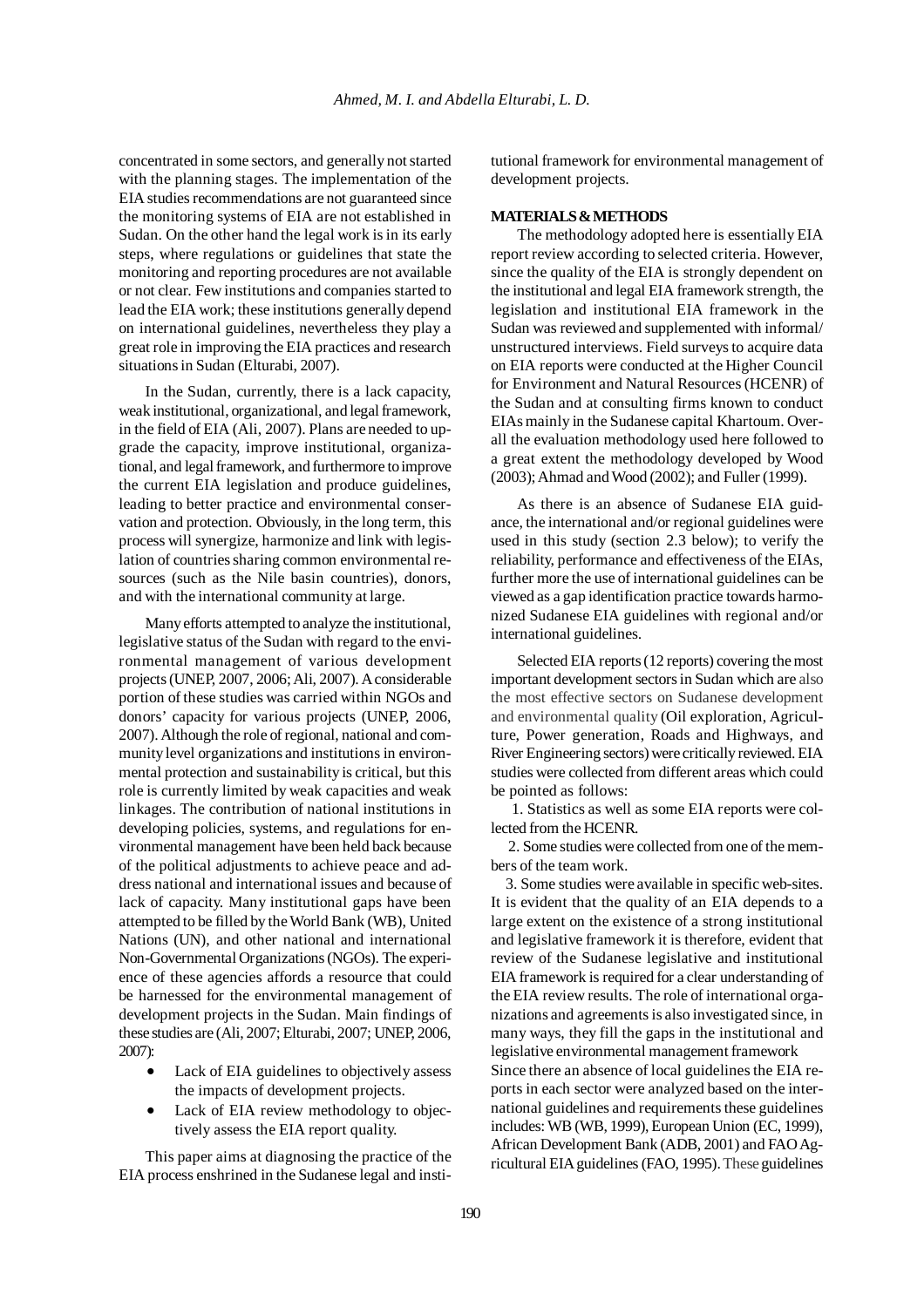concentrated in some sectors, and generally not started with the planning stages. The implementation of the EIA studies recommendations are not guaranteed since the monitoring systems of EIA are not established in Sudan. On the other hand the legal work is in its early steps, where regulations or guidelines that state the monitoring and reporting procedures are not available or not clear. Few institutions and companies started to lead the EIA work; these institutions generally depend on international guidelines, nevertheless they play a great role in improving the EIA practices and research situations in Sudan (Elturabi, 2007).

In the Sudan, currently, there is a lack capacity, weak institutional, organizational, and legal framework, in the field of EIA (Ali, 2007). Plans are needed to upgrade the capacity, improve institutional, organizational, and legal framework, and furthermore to improve the current EIA legislation and produce guidelines, leading to better practice and environmental conservation and protection. Obviously, in the long term, this process will synergize, harmonize and link with legislation of countries sharing common environmental resources (such as the Nile basin countries), donors, and with the international community at large.

Many efforts attempted to analyze the institutional, legislative status of the Sudan with regard to the environmental management of various development projects (UNEP, 2007, 2006; Ali, 2007). A considerable portion of these studies was carried within NGOs and donors' capacity for various projects (UNEP, 2006, 2007). Although the role of regional, national and community level organizations and institutions in environmental protection and sustainability is critical, but this role is currently limited by weak capacities and weak linkages. The contribution of national institutions in developing policies, systems, and regulations for environmental management have been held back because of the political adjustments to achieve peace and address national and international issues and because of lack of capacity. Many institutional gaps have been attempted to be filled by the World Bank (WB), United Nations (UN), and other national and international Non-Governmental Organizations (NGOs). The experience of these agencies affords a resource that could be harnessed for the environmental management of development projects in the Sudan. Main findings of these studies are (Ali, 2007; Elturabi, 2007; UNEP, 2006, 2007):

- Lack of EIA guidelines to objectively assess the impacts of development projects.
- Lack of EIA review methodology to objectively assess the EIA report quality.

This paper aims at diagnosing the practice of the EIA process enshrined in the Sudanese legal and institutional framework for environmental management of development projects.

## MATERIALS & METHODS

The methodology adopted here is essentially EIA report review according to selected criteria. However, since the quality of the EIA is strongly dependent on the institutional and legal EIA framework strength, the legislation and institutional EIA framework in the Sudan was reviewed and supplemented with informal/ unstructured interviews. Field surveys to acquire data on EIA reports were conducted at the Higher Council for Environment and Natural Resources (HCENR) of the Sudan and at consulting firms known to conduct EIAs mainly in the Sudanese capital Khartoum. Overall the evaluation methodology used here followed to a great extent the methodology developed by Wood (2003); Ahmad and Wood (2002); and Fuller (1999).

As there is an absence of Sudanese EIA guidance, the international and/or regional guidelines were used in this study (section 2.3 below); to verify the reliability, performance and effectiveness of the EIAs, further more the use of international guidelines can be viewed as a gap identification practice towards harmonized Sudanese EIA guidelines with regional and/or international guidelines.

Selected EIA reports (12 reports) covering the most important development sectors in Sudan which are also the most effective sectors on Sudanese development and environmental quality (Oil exploration, Agriculture, Power generation, Roads and Highways, and River Engineering sectors) were critically reviewed. EIA studies were collected from different areas which could be pointed as follows:

1. Statistics as well as some EIA reports were collected from the HCENR.
2. Some studies were collected from one of the members of the team work.
3. Some studies were available in specific web-sites.

It is evident that the quality of an EIA depends to a large extent on the existence of a strong institutional and legislative framework it is therefore, evident that review of the Sudanese legislative and institutional EIA framework is required for a clear understanding of the EIA review results. The role of international organizations and agreements is also investigated since, in many ways, they fill the gaps in the institutional and legislative environmental management framework

Since there an absence of local guidelines the EIA reports in each sector were analyzed based on the international guidelines and requirements these guidelines includes: WB (WB, 1999), European Union (EC, 1999), African Development Bank (ADB, 2001) and FAO Agricultural EIA guidelines (FAO, 1995). These guidelines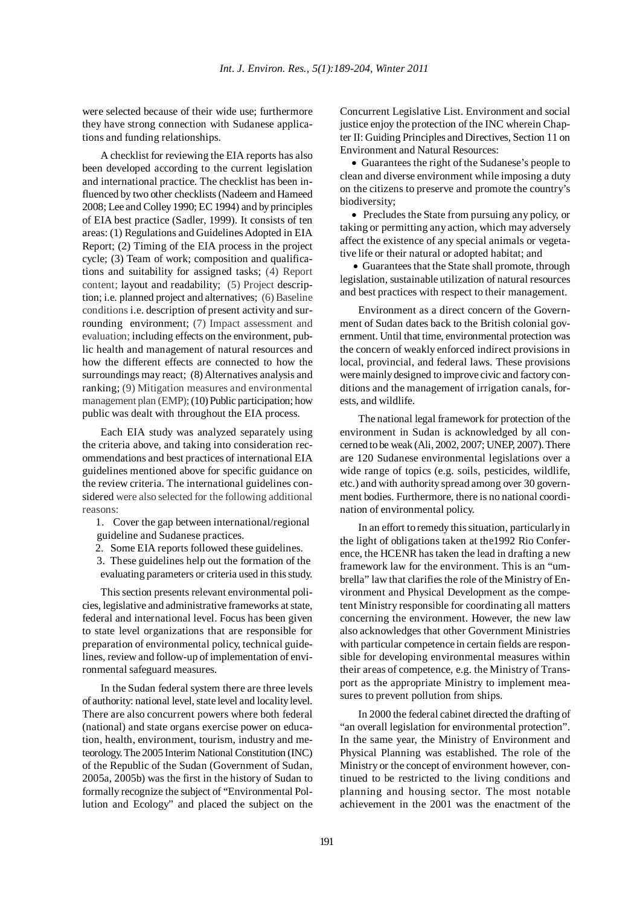were selected because of their wide use; furthermore they have strong connection with Sudanese applications and funding relationships.

A checklist for reviewing the EIA reports has also been developed according to the current legislation and international practice. The checklist has been influenced by two other checklists (Nadeem and Hameed 2008; Lee and Colley 1990; EC 1994) and by principles of EIA best practice (Sadler, 1999). It consists of ten areas: (1) Regulations and Guidelines Adopted in EIA Report; (2) Timing of the EIA process in the project cycle; (3) Team of work; composition and qualifications and suitability for assigned tasks; (4) Report content; layout and readability; (5) Project description; i.e. planned project and alternatives; (6) Baseline conditions i.e. description of present activity and surrounding environment; (7) Impact assessment and evaluation; including effects on the environment, public health and management of natural resources and how the different effects are connected to how the surroundings may react; (8) Alternatives analysis and ranking; (9) Mitigation measures and environmental management plan (EMP); (10) Public participation; how public was dealt with throughout the EIA process.

Each EIA study was analyzed separately using the criteria above, and taking into consideration recommendations and best practices of international EIA guidelines mentioned above for specific guidance on the review criteria. The international guidelines considered were also selected for the following additional reasons:

1. Cover the gap between international/regional guideline and Sudanese practices.
2. Some EIA reports followed these guidelines.
3. These guidelines help out the formation of the evaluating parameters or criteria used in this study.

This section presents relevant environmental policies, legislative and administrative frameworks at state, federal and international level. Focus has been given to state level organizations that are responsible for preparation of environmental policy, technical guidelines, review and follow-up of implementation of environmental safeguard measures.

In the Sudan federal system there are three levels of authority: national level, state level and locality level. There are also concurrent powers where both federal (national) and state organs exercise power on education, health, environment, tourism, industry and meteorology. The 2005 Interim National Constitution (INC) of the Republic of the Sudan (Government of Sudan, 2005a, 2005b) was the first in the history of Sudan to formally recognize the subject of "Environmental Pollution and Ecology" and placed the subject on the Concurrent Legislative List. Environment and social justice enjoy the protection of the INC wherein Chapter II: Guiding Principles and Directives, Section 11 on Environment and Natural Resources:

- Guarantees the right of the Sudanese's people to clean and diverse environment while imposing a duty on the citizens to preserve and promote the country's biodiversity;
- Precludes the State from pursuing any policy, or taking or permitting any action, which may adversely affect the existence of any special animals or vegetative life or their natural or adopted habitat; and
- Guarantees that the State shall promote, through legislation, sustainable utilization of natural resources and best practices with respect to their management.

Environment as a direct concern of the Government of Sudan dates back to the British colonial government. Until that time, environmental protection was the concern of weakly enforced indirect provisions in local, provincial, and federal laws. These provisions were mainly designed to improve civic and factory conditions and the management of irrigation canals, forests, and wildlife.

The national legal framework for protection of the environment in Sudan is acknowledged by all concerned to be weak (Ali, 2002, 2007; UNEP, 2007). There are 120 Sudanese environmental legislations over a wide range of topics (e.g. soils, pesticides, wildlife, etc.) and with authority spread among over 30 government bodies. Furthermore, there is no national coordination of environmental policy.

In an effort to remedy this situation, particularly in the light of obligations taken at the1992 Rio Conference, the HCENR has taken the lead in drafting a new framework law for the environment. This is an "umbrella" law that clarifies the role of the Ministry of Environment and Physical Development as the competent Ministry responsible for coordinating all matters concerning the environment. However, the new law also acknowledges that other Government Ministries with particular competence in certain fields are responsible for developing environmental measures within their areas of competence, e.g. the Ministry of Transport as the appropriate Ministry to implement measures to prevent pollution from ships.

In 2000 the federal cabinet directed the drafting of "an overall legislation for environmental protection". In the same year, the Ministry of Environment and Physical Planning was established. The role of the Ministry or the concept of environment however, continued to be restricted to the living conditions and planning and housing sector. The most notable achievement in the 2001 was the enactment of the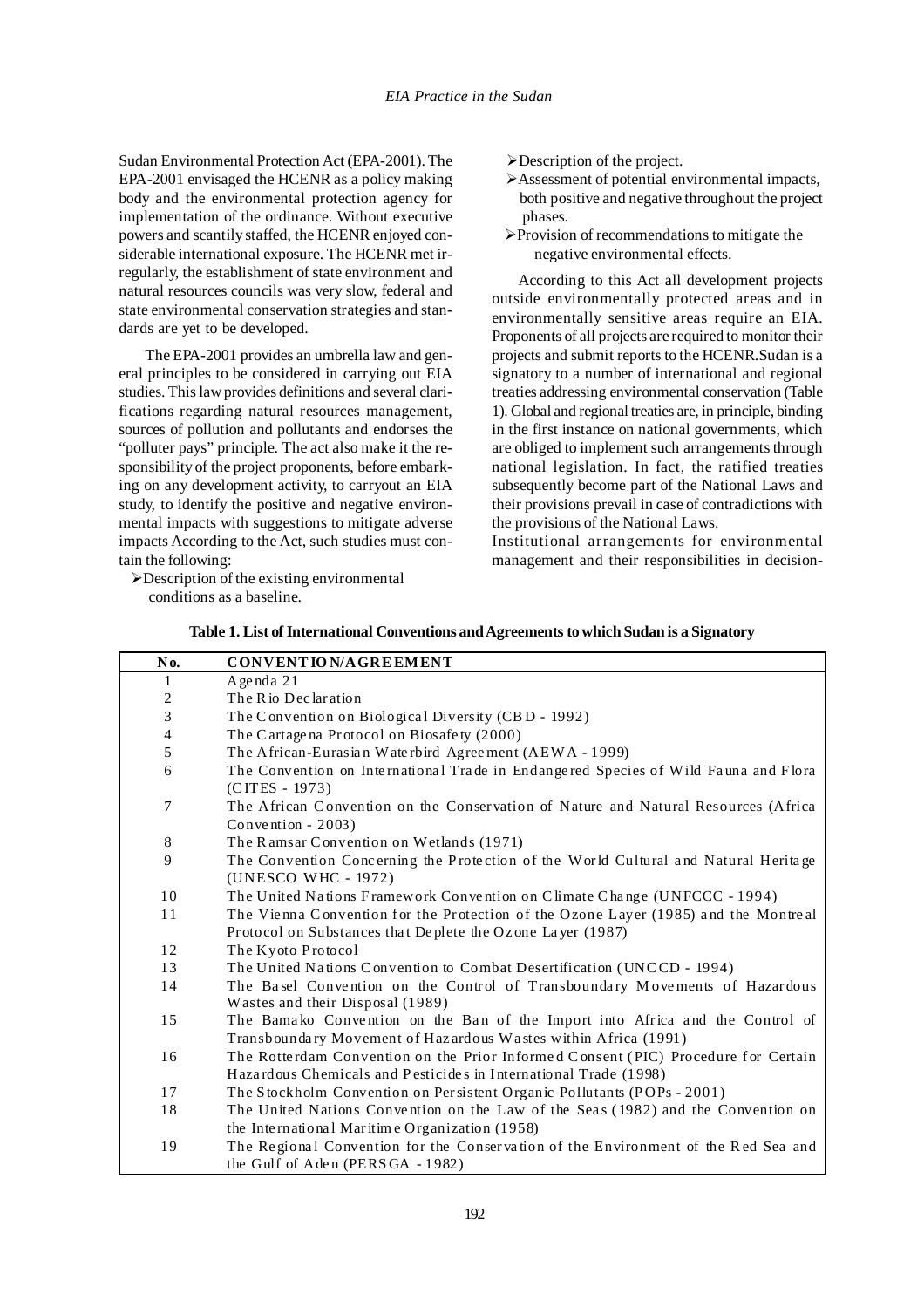Sudan Environmental Protection Act (EPA-2001). The EPA-2001 envisaged the HCENR as a policy making body and the environmental protection agency for implementation of the ordinance. Without executive powers and scantily staffed, the HCENR enjoyed considerable international exposure. The HCENR met irregularly, the establishment of state environment and natural resources councils was very slow, federal and state environmental conservation strategies and standards are yet to be developed.

The EPA-2001 provides an umbrella law and general principles to be considered in carrying out EIA studies. This law provides definitions and several clarifications regarding natural resources management, sources of pollution and pollutants and endorses the "polluter pays" principle. The act also make it the responsibility of the project proponents, before embarking on any development activity, to carryout an EIA study, to identify the positive and negative environmental impacts with suggestions to mitigate adverse impacts According to the Act, such studies must contain the following:

- Description of the existing environmental conditions as a baseline.
- Description of the project.
- Assessment of potential environmental impacts, both positive and negative throughout the project phases.
- Provision of recommendations to mitigate the negative environmental effects.

According to this Act all development projects outside environmentally protected areas and in environmentally sensitive areas require an EIA. Proponents of all projects are required to monitor their projects and submit reports to the HCENR.Sudan is a signatory to a number of international and regional treaties addressing environmental conservation (Table 1). Global and regional treaties are, in principle, binding in the first instance on national governments, which are obliged to implement such arrangements through national legislation. In fact, the ratified treaties subsequently become part of the National Laws and their provisions prevail in case of contradictions with the provisions of the National Laws.

Institutional arrangements for environmental management and their responsibilities in decision-

**Table 1. List of International Conventions and Agreements to which Sudan is a Signatory**

| No. | CONVENTION/AGREEMENT |
|---|---|
| 1 | Agenda 21 |
| 2 | The Rio Declaration |
| 3 | The Convention on Biological Diversity (CBD - 1992) |
| 4 | The Cartagena Protocol on Biosafety (2000) |
| 5 | The African-Eurasian Waterbird Agreement (AEWA - 1999) |
| 6 | The Convention on International Trade in Endangered Species of Wild Fauna and Flora (CITES - 1973) |
| 7 | The African Convention on the Conservation of Nature and Natural Resources (Africa Convention - 2003) |
| 8 | The Ramsar Convention on Wetlands (1971) |
| 9 | The Convention Concerning the Protection of the World Cultural and Natural Heritage (UNESCO WHC - 1972) |
| 10 | The United Nations Framework Convention on Climate Change (UNFCCC - 1994) |
| 11 | The Vienna Convention for the Protection of the Ozone Layer (1985) and the Montreal Protocol on Substances that Deplete the Ozone Layer (1987) |
| 12 | The Kyoto Protocol |
| 13 | The United Nations Convention to Combat Desertification (UNCCD - 1994) |
| 14 | The Basel Convention on the Control of Transboundary Movements of Hazardous Wastes and their Disposal (1989) |
| 15 | The Bamako Convention on the Ban of the Import into Africa and the Control of Transboundary Movement of Hazardous Wastes within Africa (1991) |
| 16 | The Rotterdam Convention on the Prior Informed Consent (PIC) Procedure for Certain Hazardous Chemicals and Pesticides in International Trade (1998) |
| 17 | The Stockholm Convention on Persistent Organic Pollutants (POPs - 2001) |
| 18 | The United Nations Convention on the Law of the Seas (1982) and the Convention on the International Maritime Organization (1958) |
| 19 | The Regional Convention for the Conservation of the Environment of the Red Sea and the Gulf of Aden (PERSGA - 1982) |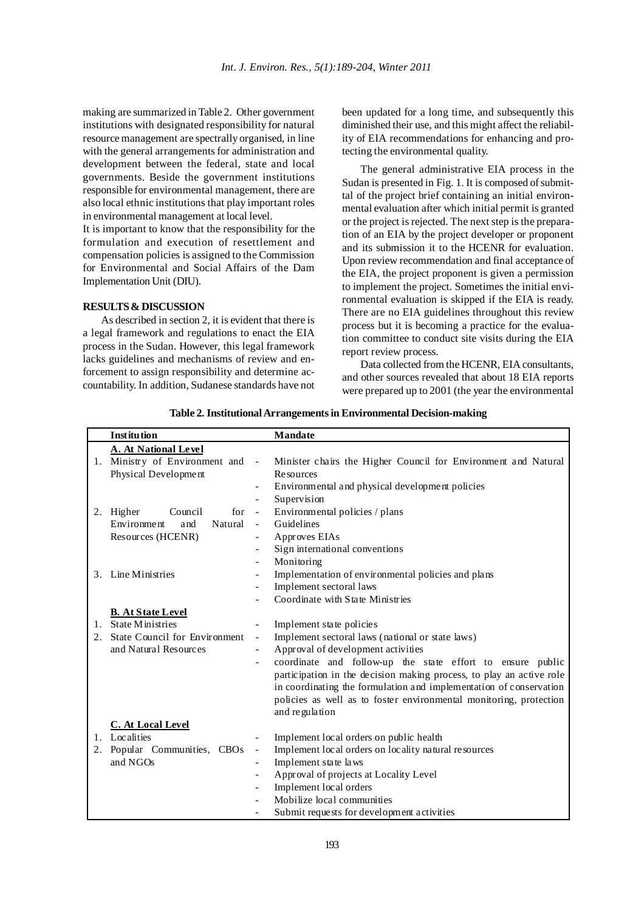making are summarized in Table 2. Other government institutions with designated responsibility for natural resource management are spectrally organised, in line with the general arrangements for administration and development between the federal, state and local governments. Beside the government institutions responsible for environmental management, there are also local ethnic institutions that play important roles in environmental management at local level.

It is important to know that the responsibility for the formulation and execution of resettlement and compensation policies is assigned to the Commission for Environmental and Social Affairs of the Dam Implementation Unit (DIU).

## RESULTS & DISCUSSION

As described in section 2, it is evident that there is a legal framework and regulations to enact the EIA process in the Sudan. However, this legal framework lacks guidelines and mechanisms of review and enforcement to assign responsibility and determine accountability. In addition, Sudanese standards have not been updated for a long time, and subsequently this diminished their use, and this might affect the reliability of EIA recommendations for enhancing and protecting the environmental quality.

The general administrative EIA process in the Sudan is presented in Fig. 1. It is composed of submittal of the project brief containing an initial environmental evaluation after which initial permit is granted or the project is rejected. The next step is the preparation of an EIA by the project developer or proponent and its submission it to the HCENR for evaluation. Upon review recommendation and final acceptance of the EIA, the project proponent is given a permission to implement the project. Sometimes the initial environmental evaluation is skipped if the EIA is ready. There are no EIA guidelines throughout this review process but it is becoming a practice for the evaluation committee to conduct site visits during the EIA report review process.

Data collected from the HCENR, EIA consultants, and other sources revealed that about 18 EIA reports were prepared up to 2001 (the year the environmental

**Table 2. Institutional Arrangements in Environmental Decision-making**

| | Institution | Mandate |
|---|---|---|
| | **A. At National Level** | |
| 1. | Ministry of Environment and Physical Development | - Minister chairs the Higher Council for Environment and Natural Resources<br>- Environmental and physical development policies<br>- Supervision |
| 2. | Higher Council for Environment and Natural Resources (HCENR) | - Environmental policies / plans<br>- Guidelines<br>- Approves EIAs<br>- Sign international conventions<br>- Monitoring |
| 3. | Line Ministries | - Implementation of environmental policies and plans<br>- Implement sectoral laws<br>- Coordinate with State Ministries |
| | **B. At State Level** | |
| 1. | State Ministries | - Implement state policies |
| 2. | State Council for Environment and Natural Resources | - Implement sectoral laws (national or state laws)<br>- Approval of development activities<br>- coordinate and follow-up the state effort to ensure public participation in the decision making process, to play an active role in coordinating the formulation and implementation of conservation policies as well as to foster environmental monitoring, protection and regulation |
| | **C. At Local Level** | |
| 1. | Localities | - Implement local orders on public health |
| 2. | Popular Communities, CBOs and NGOs | - Implement local orders on locality natural resources<br>- Implement state laws<br>- Approval of projects at Locality Level<br>- Implement local orders<br>- Mobilize local communities<br>- Submit requests for development activities |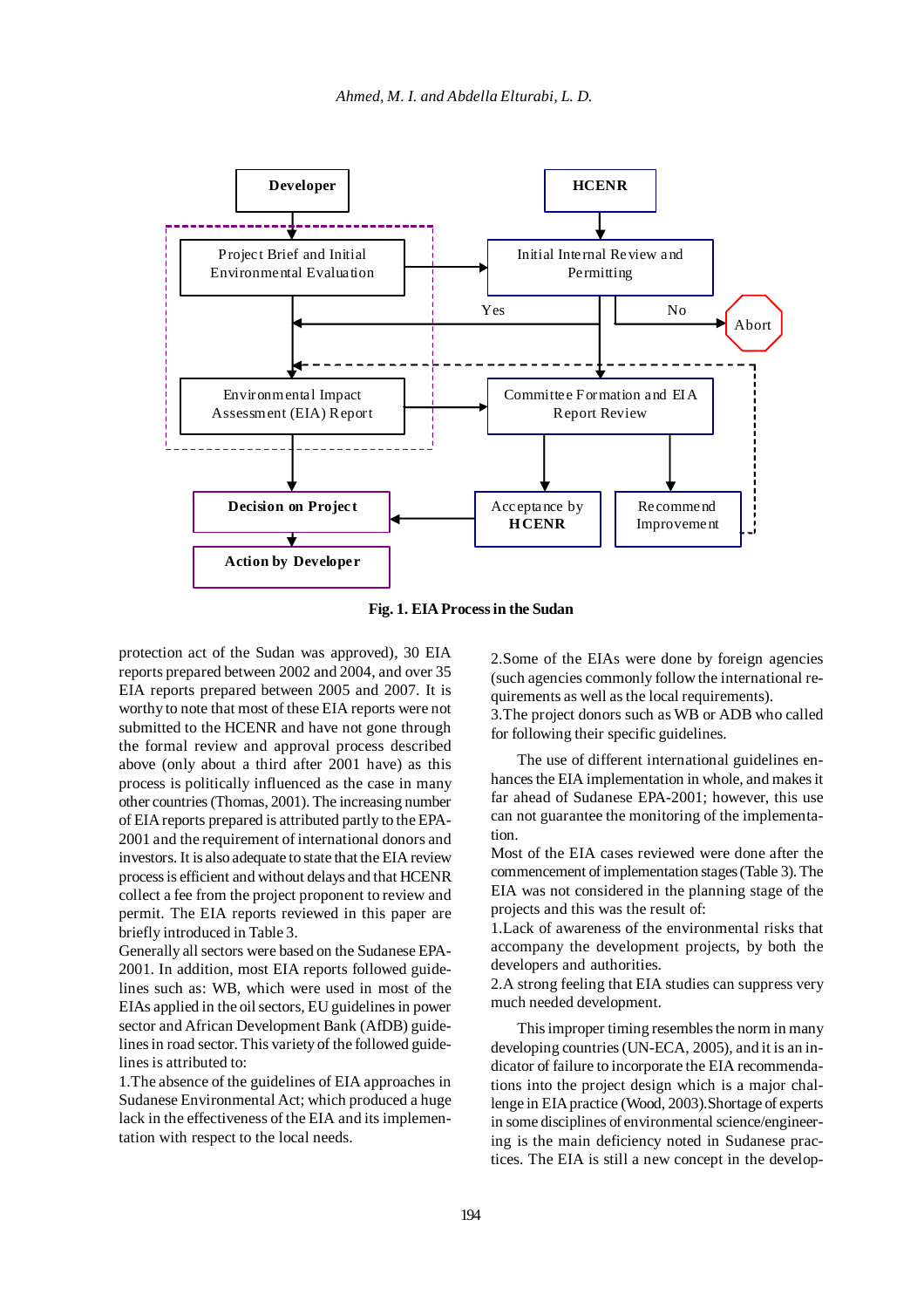Fig. 1. EIA Process in the Sudan

protection act of the Sudan was approved), 30 EIA reports prepared between 2002 and 2004, and over 35 EIA reports prepared between 2005 and 2007. It is worthy to note that most of these EIA reports were not submitted to the HCENR and have not gone through the formal review and approval process described above (only about a third after 2001 have) as this process is politically influenced as the case in many other countries (Thomas, 2001). The increasing number of EIA reports prepared is attributed partly to the EPA-2001 and the requirement of international donors and investors. It is also adequate to state that the EIA review process is efficient and without delays and that HCENR collect a fee from the project proponent to review and permit. The EIA reports reviewed in this paper are briefly introduced in Table 3.

Generally all sectors were based on the Sudanese EPA-2001. In addition, most EIA reports followed guidelines such as: WB, which were used in most of the EIAs applied in the oil sectors, EU guidelines in power sector and African Development Bank (AfDB) guidelines in road sector. This variety of the followed guidelines is attributed to:

1.The absence of the guidelines of EIA approaches in Sudanese Environmental Act; which produced a huge lack in the effectiveness of the EIA and its implementation with respect to the local needs.

2.Some of the EIAs were done by foreign agencies (such agencies commonly follow the international requirements as well as the local requirements).

3.The project donors such as WB or ADB who called for following their specific guidelines.

The use of different international guidelines enhances the EIA implementation in whole, and makes it far ahead of Sudanese EPA-2001; however, this use can not guarantee the monitoring of the implementation.

Most of the EIA cases reviewed were done after the commencement of implementation stages (Table 3). The EIA was not considered in the planning stage of the projects and this was the result of:

1.Lack of awareness of the environmental risks that accompany the development projects, by both the developers and authorities.

2.A strong feeling that EIA studies can suppress very much needed development.

This improper timing resembles the norm in many developing countries (UN-ECA, 2005), and it is an indicator of failure to incorporate the EIA recommendations into the project design which is a major challenge in EIA practice (Wood, 2003).Shortage of experts in some disciplines of environmental science/engineering is the main deficiency noted in Sudanese practices. The EIA is still a new concept in the develop-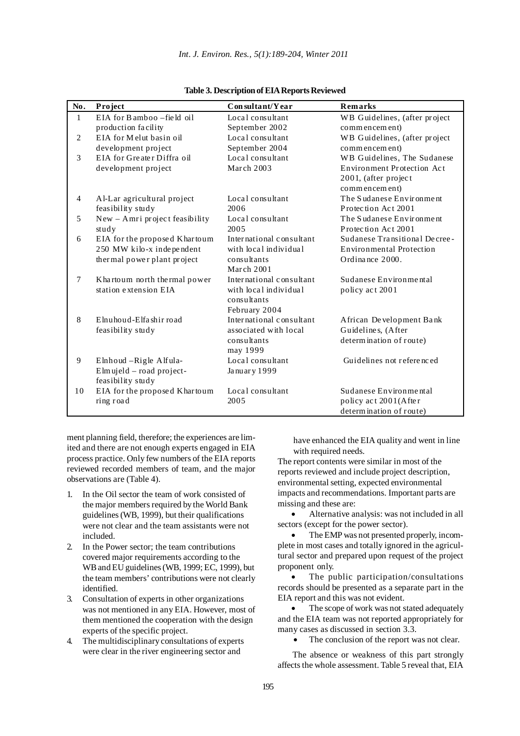**Table 3. Description of EIA Reports Reviewed**

| No. | Project | Consultant/Year | Remarks |
|---|---|---|---|
| 1 | EIA for Bamboo –field oil production facility | Local consultant September 2002 | WB Guidelines, (after project commencement) |
| 2 | EIA for Melut basin oil development project | Local consultant September 2004 | WB Guidelines, (after project commencement) |
| 3 | EIA for Greater Diffra oil development project | Local consultant March 2003 | WB Guidelines, The Sudanese Environment Protection Act 2001, (after project commencement) |
| 4 | Al-Lar agricultural project feasibility study | Local consultant 2006 | The Sudanese Environment Protection Act 2001 |
| 5 | New – Amri project feasibility study | Local consultant 2005 | The Sudanese Environment Protection Act 2001 |
| 6 | EIA for the proposed Khartoum 250 MW kilo-x independent thermal power plant project | International consultant with local individual consultants March 2001 | Sudanese Transitional Decree-Environmental Protection Ordinance 2000. |
| 7 | Khartoum north thermal power station extension EIA | International consultant with local individual consultants February 2004 | Sudanese Environmental policy act 2001 |
| 8 | Elnuhoud-Elfashir road feasibility study | International consultant associated with local consultants may 1999 | African Development Bank Guidelines, (After determination of route) |
| 9 | Elnhoud –Rigle Alfula-Elmujeld – road project-feasibility study | Local consultant January 1999 | Guidelines not referenced |
| 10 | EIA for the proposed Khartoum ring road | Local consultant 2005 | Sudanese Environmental policy act 2001(After determination of route) |

ment planning field, therefore; the experiences are limited and there are not enough experts engaged in EIA process practice. Only few numbers of the EIA reports reviewed recorded members of team, and the major observations are (Table 4).

1. In the Oil sector the team of work consisted of the major members required by the World Bank guidelines (WB, 1999), but their qualifications were not clear and the team assistants were not included.
2. In the Power sector; the team contributions covered major requirements according to the WB and EU guidelines (WB, 1999; EC, 1999), but the team members' contributions were not clearly identified.
3. Consultation of experts in other organizations was not mentioned in any EIA. However, most of them mentioned the cooperation with the design experts of the specific project.
4. The multidisciplinary consultations of experts were clear in the river engineering sector and have enhanced the EIA quality and went in line with required needs.

The report contents were similar in most of the reports reviewed and include project description, environmental setting, expected environmental impacts and recommendations. Important parts are missing and these are:

- Alternative analysis: was not included in all sectors (except for the power sector).
- The EMP was not presented properly, incomplete in most cases and totally ignored in the agricultural sector and prepared upon request of the project proponent only.
- The public participation/consultations records should be presented as a separate part in the EIA report and this was not evident.
- The scope of work was not stated adequately and the EIA team was not reported appropriately for many cases as discussed in section 3.3.
- The conclusion of the report was not clear.

The absence or weakness of this part strongly affects the whole assessment. Table 5 reveal that, EIA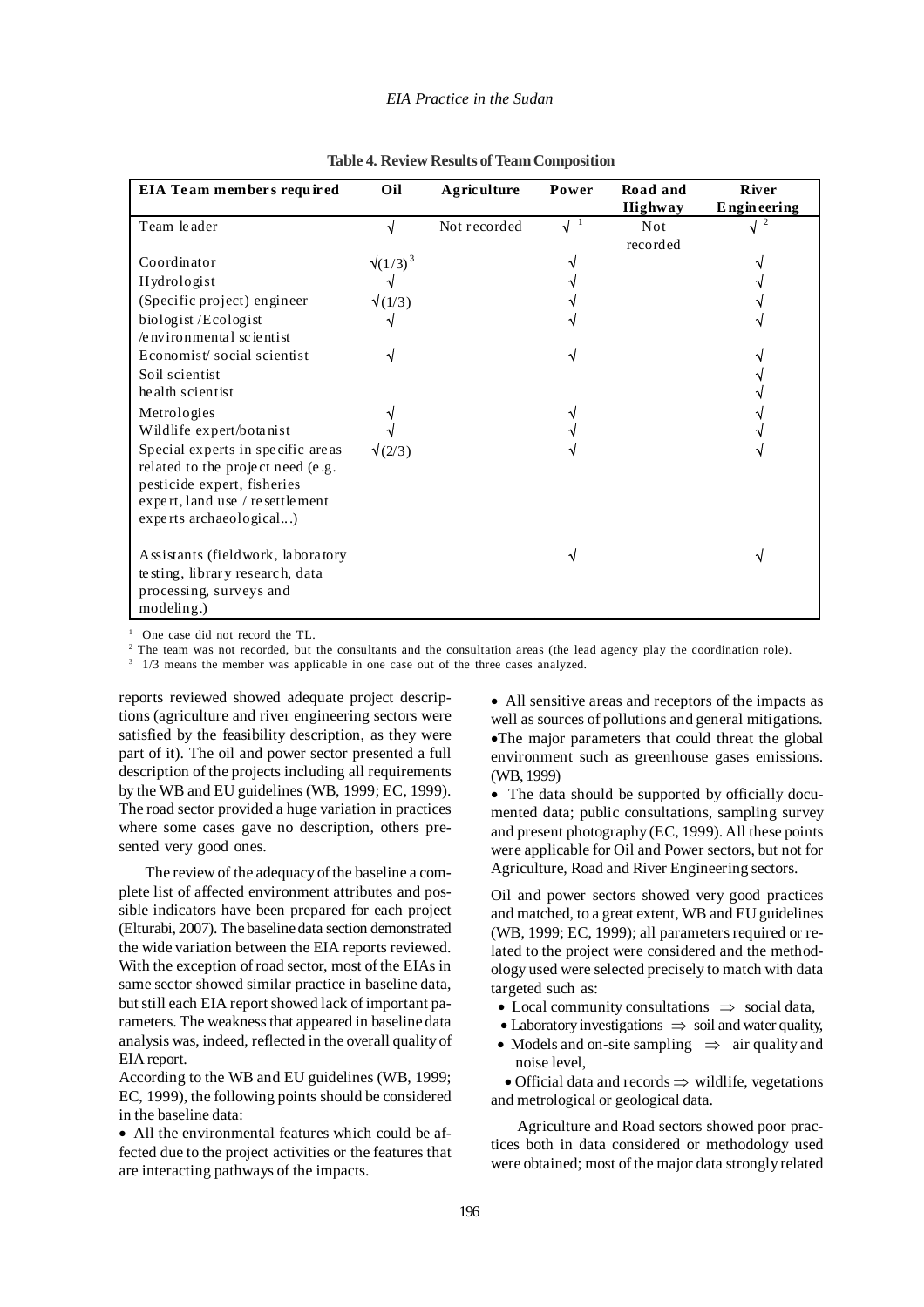**Table 4. Review Results of Team Composition**

| EIA Team members required | Oil | Agriculture | Power | Road and Highway | River Engineering |
|---|---|---|---|---|---|
| Team leader | √ | Not recorded | √ [1] | Not recorded | √ [2] |
| Coordinator | √(1/3) [3] | | √ | | √ |
| Hydrologist | √ | | √ | | √ |
| (Specific project) engineer | √(1/3) | | √ | | √ |
| biologist /Ecologist /environmental scientist | √ | | √ | | √ |
| Economist/ social scientist | √ | | √ | | √ |
| Soil scientist | | | | | √ |
| health scientist | | | | | √ |
| Metrologies | √ | | √ | | √ |
| Wildlife expert/botanist | √ | | √ | | √ |
| Special experts in specific areas related to the project need (e.g. pesticide expert, fisheries expert, land use / resettlement experts archaeological...) | √(2/3) | | √ | | √ |
| Assistants (fieldwork, laboratory testing, library research, data processing, surveys and modeling.) | | | √ | | √ |

[1] One case did not record the TL.
[2] The team was not recorded, but the consultants and the consultation areas (the lead agency play the coordination role).
[3] 1/3 means the member was applicable in one case out of the three cases analyzed.

reports reviewed showed adequate project descriptions (agriculture and river engineering sectors were satisfied by the feasibility description, as they were part of it). The oil and power sector presented a full description of the projects including all requirements by the WB and EU guidelines (WB, 1999; EC, 1999). The road sector provided a huge variation in practices where some cases gave no description, others presented very good ones.

The review of the adequacy of the baseline a complete list of affected environment attributes and possible indicators have been prepared for each project (Elturabi, 2007). The baseline data section demonstrated the wide variation between the EIA reports reviewed. With the exception of road sector, most of the EIAs in same sector showed similar practice in baseline data, but still each EIA report showed lack of important parameters. The weakness that appeared in baseline data analysis was, indeed, reflected in the overall quality of EIA report.

According to the WB and EU guidelines (WB, 1999; EC, 1999), the following points should be considered in the baseline data:

- All the environmental features which could be affected due to the project activities or the features that are interacting pathways of the impacts.
- All sensitive areas and receptors of the impacts as well as sources of pollutions and general mitigations.
- The major parameters that could threat the global environment such as greenhouse gases emissions. (WB, 1999)
- The data should be supported by officially documented data; public consultations, sampling survey and present photography (EC, 1999). All these points were applicable for Oil and Power sectors, but not for Agriculture, Road and River Engineering sectors.

Oil and power sectors showed very good practices and matched, to a great extent, WB and EU guidelines (WB, 1999; EC, 1999); all parameters required or related to the project were considered and the methodology used were selected precisely to match with data targeted such as:

- Local community consultations $\Rightarrow$ social data,
- Laboratory investigations $\Rightarrow$ soil and water quality,
- Models and on-site sampling $\Rightarrow$ air quality and noise level,
- Official data and records $\Rightarrow$ wildlife, vegetations and metrological or geological data.

Agriculture and Road sectors showed poor practices both in data considered or methodology used were obtained; most of the major data strongly related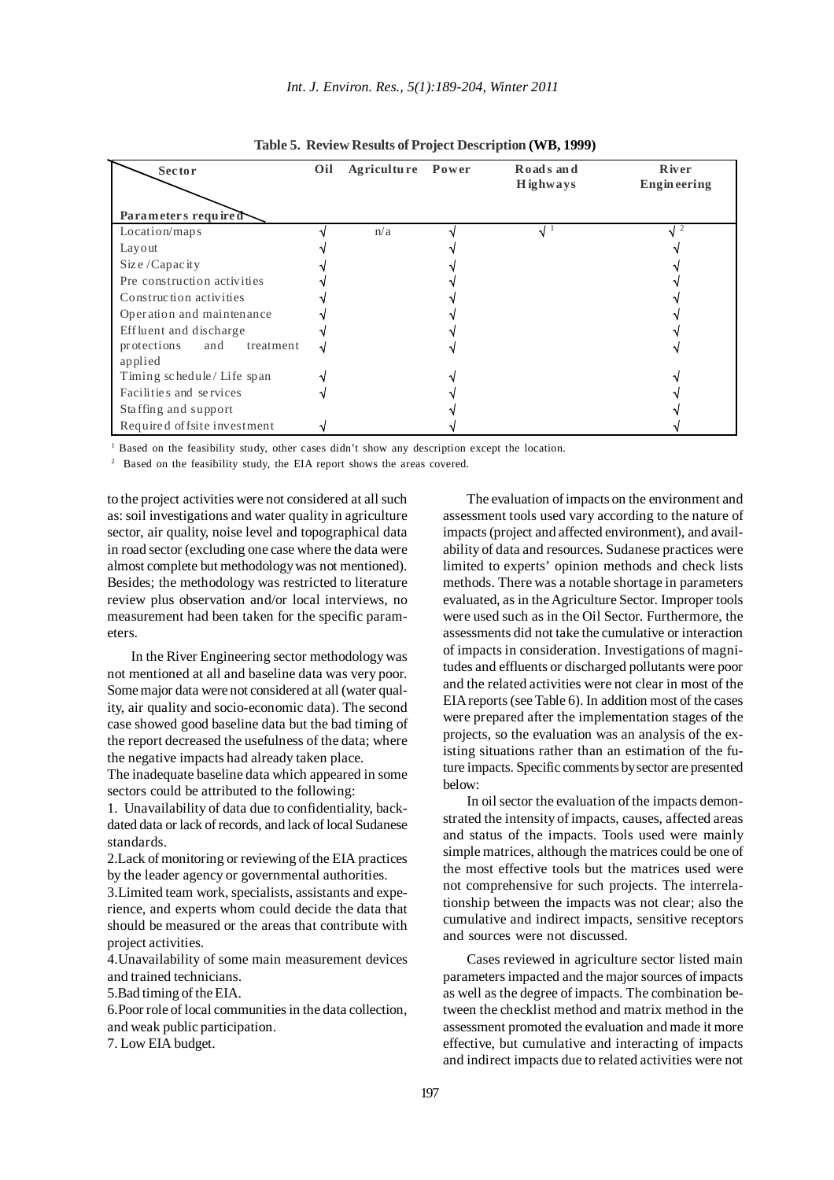**Table 5. Review Results of Project Description (WB, 1999)**

| Sector / Parameters required | Oil | Agriculture | Power | Roads and Highways | River Engineering |
|---|---|---|---|---|---|
| Location/maps | √ | n/a | √ | √ [1] | √ [2] |
| Layout | √ | | √ | | √ |
| Size /Capacity | √ | | √ | | √ |
| Pre construction activities | √ | | √ | | √ |
| Construction activities | √ | | √ | | √ |
| Operation and maintenance | √ | | √ | | √ |
| Effluent and discharge | √ | | √ | | √ |
| protections and treatment applied | √ | | √ | | √ |
| Timing schedule/ Life span | √ | | √ | | √ |
| Facilities and services | √ | | √ | | √ |
| Staffing and support | | | √ | | √ |
| Required offsite investment | √ | | √ | | √ |

[1] Based on the feasibility study, other cases didn't show any description except the location.

[2] Based on the feasibility study, the EIA report shows the areas covered.

to the project activities were not considered at all such as: soil investigations and water quality in agriculture sector, air quality, noise level and topographical data in road sector (excluding one case where the data were almost complete but methodology was not mentioned). Besides; the methodology was restricted to literature review plus observation and/or local interviews, no measurement had been taken for the specific parameters.

In the River Engineering sector methodology was not mentioned at all and baseline data was very poor. Some major data were not considered at all (water quality, air quality and socio-economic data). The second case showed good baseline data but the bad timing of the report decreased the usefulness of the data; where the negative impacts had already taken place.

The inadequate baseline data which appeared in some sectors could be attributed to the following:

1. Unavailability of data due to confidentiality, back-dated data or lack of records, and lack of local Sudanese standards.
2. Lack of monitoring or reviewing of the EIA practices by the leader agency or governmental authorities.
3. Limited team work, specialists, assistants and experience, and experts whom could decide the data that should be measured or the areas that contribute with project activities.
4. Unavailability of some main measurement devices and trained technicians.
5. Bad timing of the EIA.
6. Poor role of local communities in the data collection, and weak public participation.
7. Low EIA budget.

The evaluation of impacts on the environment and assessment tools used vary according to the nature of impacts (project and affected environment), and availability of data and resources. Sudanese practices were limited to experts' opinion methods and check lists methods. There was a notable shortage in parameters evaluated, as in the Agriculture Sector. Improper tools were used such as in the Oil Sector. Furthermore, the assessments did not take the cumulative or interaction of impacts in consideration. Investigations of magnitudes and effluents or discharged pollutants were poor and the related activities were not clear in most of the EIA reports (see Table 6). In addition most of the cases were prepared after the implementation stages of the projects, so the evaluation was an analysis of the existing situations rather than an estimation of the future impacts. Specific comments by sector are presented below:

In oil sector the evaluation of the impacts demonstrated the intensity of impacts, causes, affected areas and status of the impacts. Tools used were mainly simple matrices, although the matrices could be one of the most effective tools but the matrices used were not comprehensive for such projects. The interrelationship between the impacts was not clear; also the cumulative and indirect impacts, sensitive receptors and sources were not discussed.

Cases reviewed in agriculture sector listed main parameters impacted and the major sources of impacts as well as the degree of impacts. The combination between the checklist method and matrix method in the assessment promoted the evaluation and made it more effective, but cumulative and interacting of impacts and indirect impacts due to related activities were not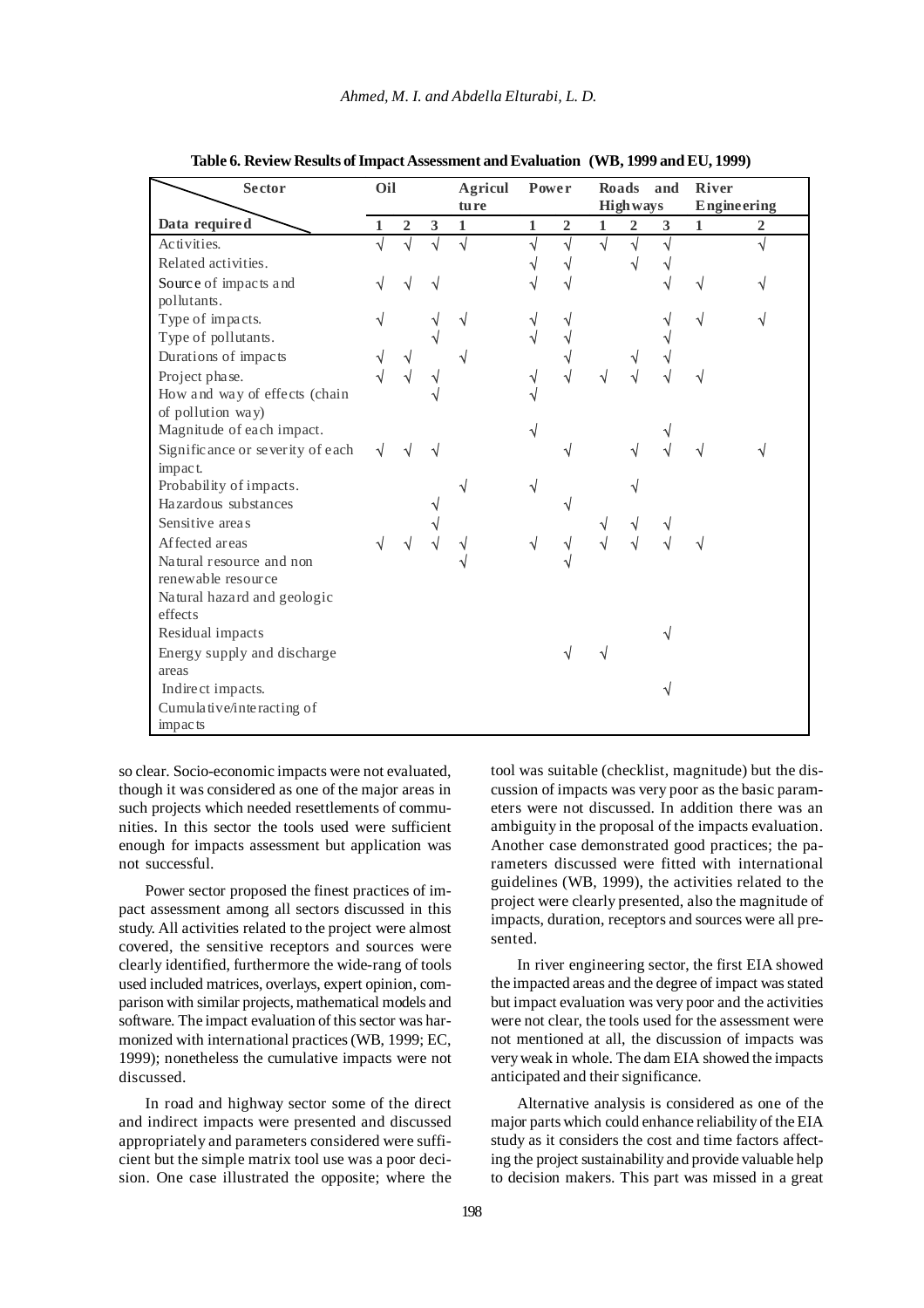**Table 6. Review Results of Impact Assessment and Evaluation (WB, 1999 and EU, 1999)**

| Sector / Data required | Oil | | | Agriculture | Power | | Roads and Highways | | | River Engineering | |
|---|---|---|---|---|---|---|---|---|---|---|---|
| | 1 | 2 | 3 | 1 | 1 | 2 | 1 | 2 | 3 | 1 | 2 |
| Activities. | √ | √ | √ | √ | √ | √ | √ | √ | √ | | √ |
| Related activities. | | | | | √ | √ | | √ | √ | | |
| Source of impacts and pollutants. | √ | √ | √ | | √ | √ | | | √ | √ | √ |
| Type of impacts. | √ | | √ | √ | √ | √ | | | √ | √ | √ |
| Type of pollutants. | | | √ | | √ | √ | | | √ | | |
| Durations of impacts | √ | √ | | √ | | √ | | √ | √ | | |
| Project phase. | √ | √ | √ | | √ | √ | √ | √ | √ | √ | |
| How and way of effects (chain of pollution way) | | | √ | | √ | | | | | | |
| Magnitude of each impact. | | | | | √ | | | | √ | | |
| Significance or severity of each impact. | √ | √ | √ | | | √ | | √ | √ | √ | √ |
| Probability of impacts. | | | | √ | √ | | | √ | | | |
| Hazardous substances | | | √ | | | √ | | | | | |
| Sensitive areas | | | √ | | | | √ | √ | √ | | |
| Affected areas | √ | √ | √ | √ | √ | √ | √ | √ | √ | √ | |
| Natural resource and non renewable resource | | | | √ | | √ | | | | | |
| Natural hazard and geologic effects | | | | | | | | | | | |
| Residual impacts | | | | | | | | | √ | | |
| Energy supply and discharge areas | | | | | | √ | √ | | | | |
| Indirect impacts. | | | | | | | | | √ | | |
| Cumulative/interacting of impacts | | | | | | | | | | | |

so clear. Socio-economic impacts were not evaluated, though it was considered as one of the major areas in such projects which needed resettlements of communities. In this sector the tools used were sufficient enough for impacts assessment but application was not successful.

Power sector proposed the finest practices of impact assessment among all sectors discussed in this study. All activities related to the project were almost covered, the sensitive receptors and sources were clearly identified, furthermore the wide-rang of tools used included matrices, overlays, expert opinion, comparison with similar projects, mathematical models and software. The impact evaluation of this sector was harmonized with international practices (WB, 1999; EC, 1999); nonetheless the cumulative impacts were not discussed.

In road and highway sector some of the direct and indirect impacts were presented and discussed appropriately and parameters considered were sufficient but the simple matrix tool use was a poor decision. One case illustrated the opposite; where the tool was suitable (checklist, magnitude) but the discussion of impacts was very poor as the basic parameters were not discussed. In addition there was an ambiguity in the proposal of the impacts evaluation. Another case demonstrated good practices; the parameters discussed were fitted with international guidelines (WB, 1999), the activities related to the project were clearly presented, also the magnitude of impacts, duration, receptors and sources were all presented.

In river engineering sector, the first EIA showed the impacted areas and the degree of impact was stated but impact evaluation was very poor and the activities were not clear, the tools used for the assessment were not mentioned at all, the discussion of impacts was very weak in whole. The dam EIA showed the impacts anticipated and their significance.

Alternative analysis is considered as one of the major parts which could enhance reliability of the EIA study as it considers the cost and time factors affecting the project sustainability and provide valuable help to decision makers. This part was missed in a great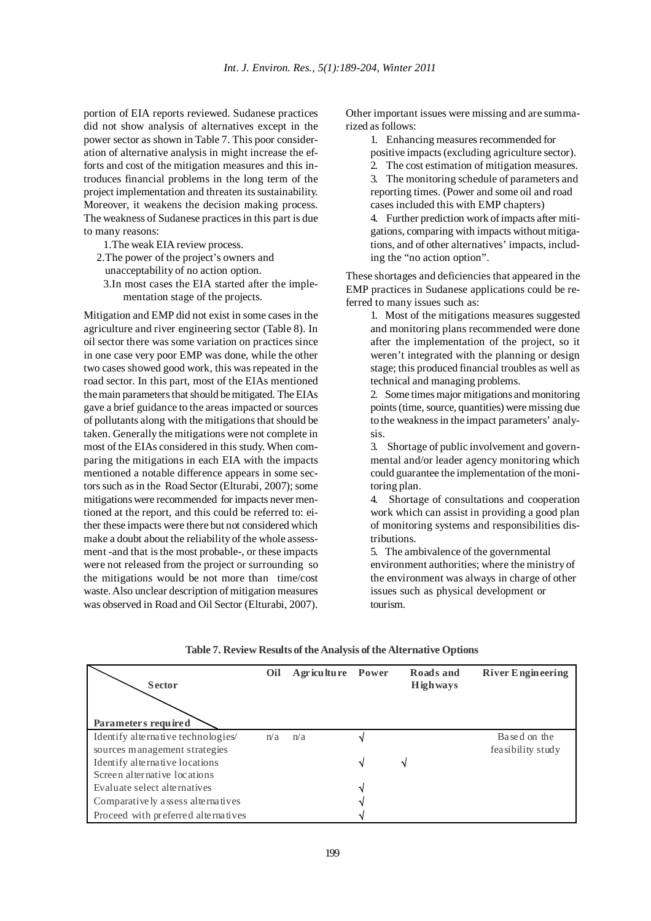portion of EIA reports reviewed. Sudanese practices did not show analysis of alternatives except in the power sector as shown in Table 7. This poor consideration of alternative analysis in might increase the efforts and cost of the mitigation measures and this introduces financial problems in the long term of the project implementation and threaten its sustainability. Moreover, it weakens the decision making process. The weakness of Sudanese practices in this part is due to many reasons:

1. The weak EIA review process.
2. The power of the project's owners and unacceptability of no action option.
3. In most cases the EIA started after the implementation stage of the projects.

Mitigation and EMP did not exist in some cases in the agriculture and river engineering sector (Table 8). In oil sector there was some variation on practices since in one case very poor EMP was done, while the other two cases showed good work, this was repeated in the road sector. In this part, most of the EIAs mentioned the main parameters that should be mitigated. The EIAs gave a brief guidance to the areas impacted or sources of pollutants along with the mitigations that should be taken. Generally the mitigations were not complete in most of the EIAs considered in this study. When comparing the mitigations in each EIA with the impacts mentioned a notable difference appears in some sectors such as in the Road Sector (Elturabi, 2007); some mitigations were recommended for impacts never mentioned at the report, and this could be referred to: either these impacts were there but not considered which make a doubt about the reliability of the whole assessment -and that is the most probable-, or these impacts were not released from the project or surrounding so the mitigations would be not more than time/cost waste. Also unclear description of mitigation measures was observed in Road and Oil Sector (Elturabi, 2007).

Other important issues were missing and are summarized as follows:

1. Enhancing measures recommended for positive impacts (excluding agriculture sector).
2. The cost estimation of mitigation measures.
3. The monitoring schedule of parameters and reporting times. (Power and some oil and road cases included this with EMP chapters)
4. Further prediction work of impacts after mitigations, comparing with impacts without mitigations, and of other alternatives' impacts, including the "no action option".

These shortages and deficiencies that appeared in the EMP practices in Sudanese applications could be referred to many issues such as:

1. Most of the mitigations measures suggested and monitoring plans recommended were done after the implementation of the project, so it weren't integrated with the planning or design stage; this produced financial troubles as well as technical and managing problems.
2. Some times major mitigations and monitoring points (time, source, quantities) were missing due to the weakness in the impact parameters' analysis.
3. Shortage of public involvement and governmental and/or leader agency monitoring which could guarantee the implementation of the monitoring plan.
4. Shortage of consultations and cooperation work which can assist in providing a good plan of monitoring systems and responsibilities distributions.
5. The ambivalence of the governmental environment authorities; where the ministry of the environment was always in charge of other issues such as physical development or tourism.

**Table 7. Review Results of the Analysis of the Alternative Options**

| Sector / Parameters required | Oil | Agriculture | Power | Roads and Highways | River Engineering |
|---|---|---|---|---|---|
| Identify alternative technologies/ sources management strategies | n/a | n/a | √ | | Based on the feasibility study |
| Identify alternative locations | | | √ | √ | |
| Screen alternative locations | | | | | |
| Evaluate select alternatives | | | √ | | |
| Comparatively assess alternatives | | | √ | | |
| Proceed with preferred alternatives | | | √ | | |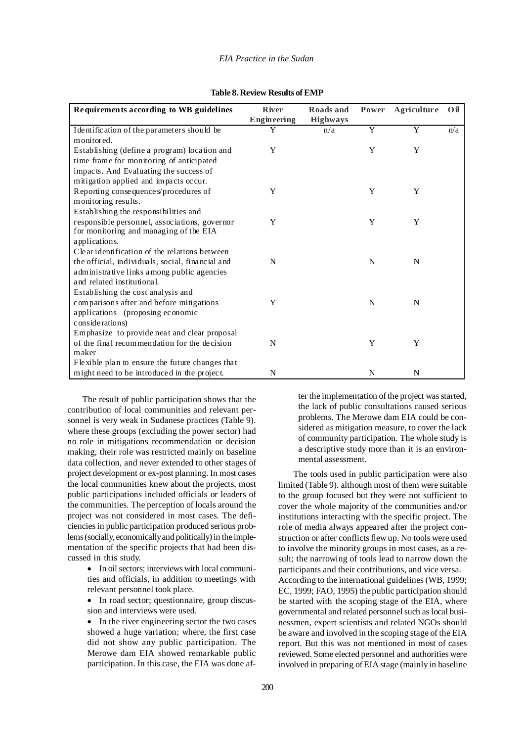**Table 8. Review Results of EMP**

| Requirements according to WB guidelines | River Engineering | Roads and Highways | Power | Agriculture | Oil |
|---|---|---|---|---|---|
| Identification of the parameters should be monitored. | Y | n/a | Y | Y | n/a |
| Establishing (define a program) location and time frame for monitoring of anticipated impacts. And Evaluating the success of mitigation applied and impacts occur. | Y | | Y | Y | |
| Reporting consequences/procedures of monitoring results. | Y | | Y | Y | |
| Establishing the responsibilities and responsible personnel, associations, governor for monitoring and managing of the EIA applications. | Y | | Y | Y | |
| Clear identification of the relations between the official, individuals, social, financial and administrative links among public agencies and related institutional. | N | | N | N | |
| Establishing the cost analysis and comparisons after and before mitigations applications (proposing economic considerations) | Y | | N | N | |
| Emphasize to provide neat and clear proposal of the final recommendation for the decision maker | N | | Y | Y | |
| Flexible plan to ensure the future changes that might need to be introduced in the project. | N | | N | N | |

The result of public participation shows that the contribution of local communities and relevant personnel is very weak in Sudanese practices (Table 9). where these groups (excluding the power sector) had no role in mitigations recommendation or decision making, their role was restricted mainly on baseline data collection, and never extended to other stages of project development or ex-post planning. In most cases the local communities knew about the projects, most public participations included officials or leaders of the communities. The perception of locals around the project was not considered in most cases. The deficiencies in public participation produced serious problems (socially, economically and politically) in the implementation of the specific projects that had been discussed in this study.

- In oil sectors; interviews with local communities and officials, in addition to meetings with relevant personnel took place.
- In road sector; questionnaire, group discussion and interviews were used.
- In the river engineering sector the two cases showed a huge variation; where, the first case did not show any public participation. The Merowe dam EIA showed remarkable public participation. In this case, the EIA was done after the implementation of the project was started, the lack of public consultations caused serious problems. The Merowe dam EIA could be considered as mitigation measure, to cover the lack of community participation. The whole study is a descriptive study more than it is an environmental assessment.

The tools used in public participation were also limited (Table 9). although most of them were suitable to the group focused but they were not sufficient to cover the whole majority of the communities and/or institutions interacting with the specific project. The role of media always appeared after the project construction or after conflicts flew up. No tools were used to involve the minority groups in most cases, as a result; the narrowing of tools lead to narrow down the participants and their contributions, and vice versa.
According to the international guidelines (WB, 1999; EC, 1999; FAO, 1995) the public participation should be started with the scoping stage of the EIA, where governmental and related personnel such as local businessmen, expert scientists and related NGOs should be aware and involved in the scoping stage of the EIA report. But this was not mentioned in most of cases reviewed. Some elected personnel and authorities were involved in preparing of EIA stage (mainly in baseline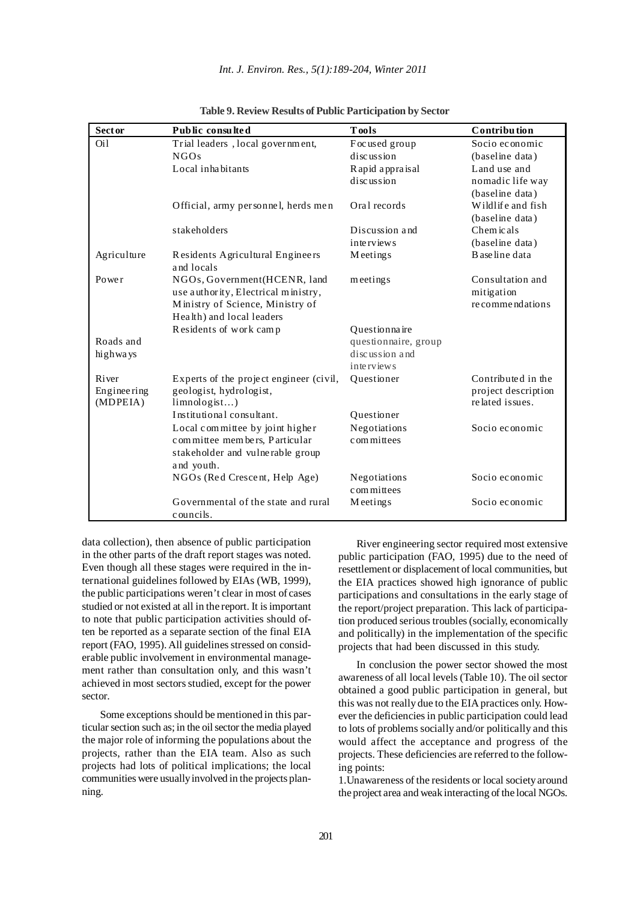**Table 9. Review Results of Public Participation by Sector**

| Sector | Public consulted | Tools | Contribution |
|---|---|---|---|
| Oil | Trial leaders , local government, NGOs | Focused group discussion | Socio economic (baseline data) |
| | Local inhabitants | Rapid appraisal discussion | Land use and nomadic life way (baseline data) |
| | Official, army personnel, herds men | Oral records | Wildlife and fish (baseline data) |
| | stakeholders | Discussion and interviews | Chemicals (baseline data) |
| Agriculture | Residents Agricultural Engineers and locals | Meetings | Baseline data |
| Power | NGOs, Government(HCENR, land use authority, Electrical ministry, Ministry of Science, Ministry of Health) and local leaders | meetings | Consultation and mitigation recommendations |
| | Residents of work camp | Questionnaire | |
| Roads and highways | | questionnaire, group discussion and interviews | |
| River Engineering (MDPEIA) | Experts of the project engineer (civil, geologist, hydrologist, limnologist…) | Questioner | Contributed in the project description related issues. |
| | Institutional consultant. | Questioner | |
| | Local committee by joint higher committee members, Particular stakeholder and vulnerable group and youth. | Negotiations committees | Socio economic |
| | NGOs (Red Crescent, Help Age) | Negotiations committees | Socio economic |
| | Governmental of the state and rural councils. | Meetings | Socio economic |

data collection), then absence of public participation in the other parts of the draft report stages was noted. Even though all these stages were required in the international guidelines followed by EIAs (WB, 1999), the public participations weren't clear in most of cases studied or not existed at all in the report. It is important to note that public participation activities should often be reported as a separate section of the final EIA report (FAO, 1995). All guidelines stressed on considerable public involvement in environmental management rather than consultation only, and this wasn't achieved in most sectors studied, except for the power sector.

Some exceptions should be mentioned in this particular section such as; in the oil sector the media played the major role of informing the populations about the projects, rather than the EIA team. Also as such projects had lots of political implications; the local communities were usually involved in the projects planning.

River engineering sector required most extensive public participation (FAO, 1995) due to the need of resettlement or displacement of local communities, but the EIA practices showed high ignorance of public participations and consultations in the early stage of the report/project preparation. This lack of participation produced serious troubles (socially, economically and politically) in the implementation of the specific projects that had been discussed in this study.

In conclusion the power sector showed the most awareness of all local levels (Table 10). The oil sector obtained a good public participation in general, but this was not really due to the EIA practices only. However the deficiencies in public participation could lead to lots of problems socially and/or politically and this would affect the acceptance and progress of the projects. These deficiencies are referred to the following points:

1. Unawareness of the residents or local society around the project area and weak interacting of the local NGOs.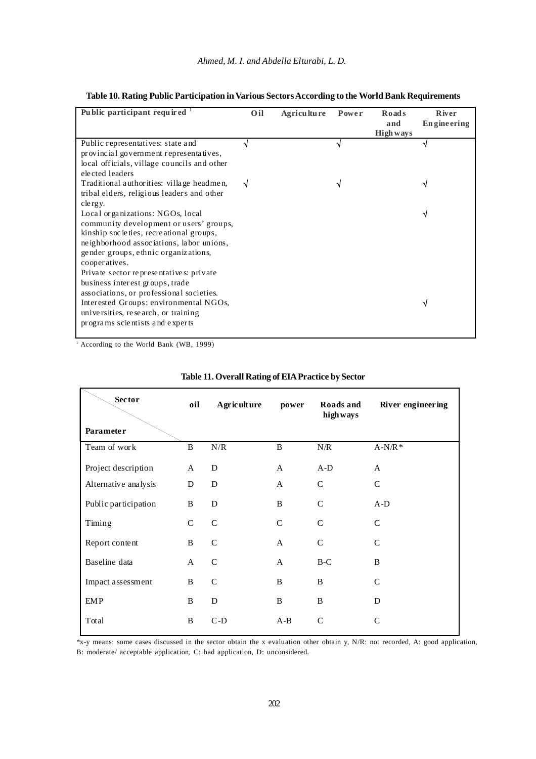**Table 10. Rating Public Participation in Various Sectors According to the World Bank Requirements**

| Public participant required [1] | Oil | Agriculture | Power | Roads and Highways | River Engineering |
|---|---|---|---|---|---|
| Public representatives: state and provincial government representatives, local officials, village councils and other elected leaders | √ | | √ | | √ |
| Traditional authorities: village headmen, tribal elders, religious leaders and other clergy. | √ | | √ | | √ |
| Local organizations: NGOs, local community development or users' groups, kinship societies, recreational groups, neighborhood associations, labor unions, gender groups, ethnic organizations, cooperatives. | | | | | √ |
| Private sector representatives: private business interest groups, trade associations, or professional societies. | | | | | |
| Interested Groups: environmental NGOs, universities, research, or training programs scientists and experts | | | | | √ |

[1] According to the World Bank (WB, 1999)

**Table 11. Overall Rating of EIA Practice by Sector**

| Parameter \ Sector | oil | Agriculture | power | Roads and highways | River engineering |
|---|---|---|---|---|---|
| Team of work | B | N/R | B | N/R | A-N/R* |
| Project description | A | D | A | A-D | A |
| Alternative analysis | D | D | A | C | C |
| Public participation | B | D | B | C | A-D |
| Timing | C | C | C | C | C |
| Report content | B | C | A | C | C |
| Baseline data | A | C | A | B-C | B |
| Impact assessment | B | C | B | B | C |
| EMP | B | D | B | B | D |
| Total | B | C-D | A-B | C | C |

*x-y means: some cases discussed in the sector obtain the x evaluation other obtain y, N/R: not recorded, A: good application, B: moderate/ acceptable application, C: bad application, D: unconsidered.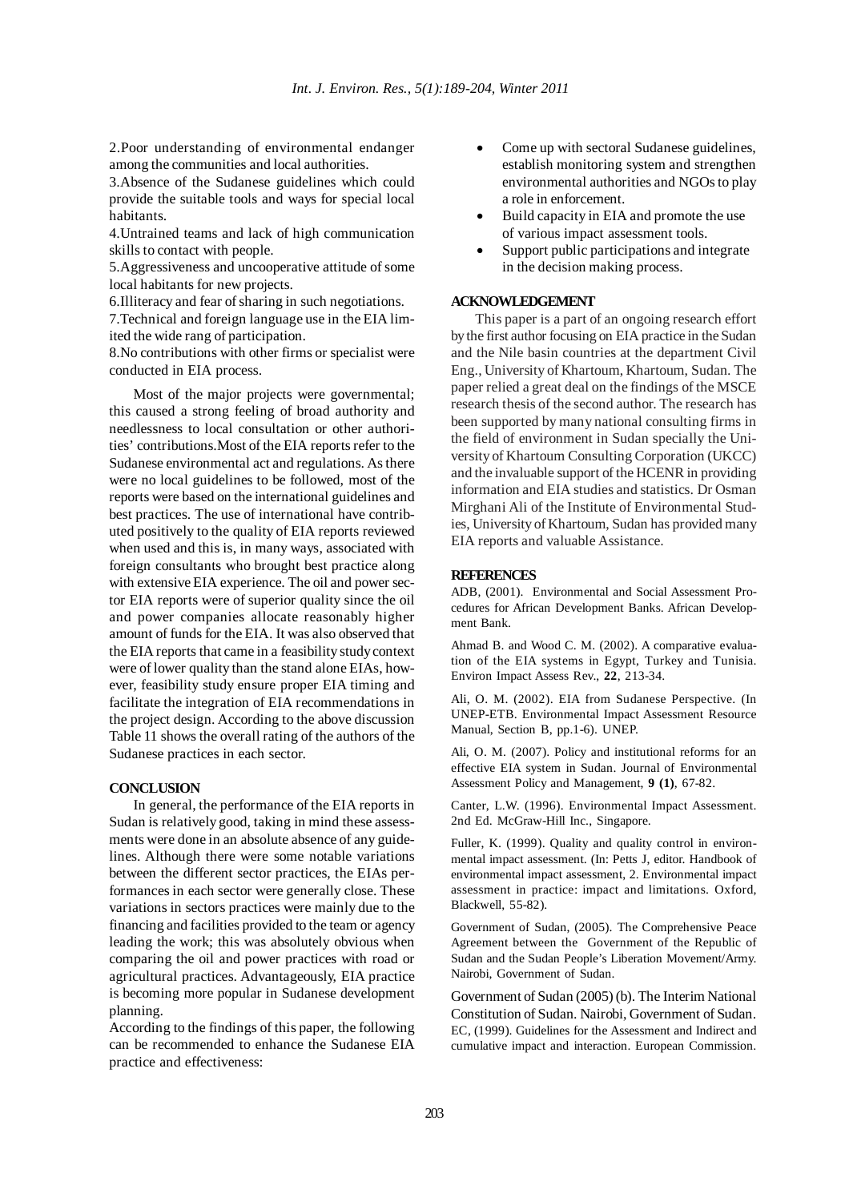2.Poor understanding of environmental endanger among the communities and local authorities.

3.Absence of the Sudanese guidelines which could provide the suitable tools and ways for special local habitants.

4.Untrained teams and lack of high communication skills to contact with people.

5.Aggressiveness and uncooperative attitude of some local habitants for new projects.

6.Illiteracy and fear of sharing in such negotiations.

7.Technical and foreign language use in the EIA limited the wide rang of participation.

8.No contributions with other firms or specialist were conducted in EIA process.

Most of the major projects were governmental; this caused a strong feeling of broad authority and needlessness to local consultation or other authorities' contributions.Most of the EIA reports refer to the Sudanese environmental act and regulations. As there were no local guidelines to be followed, most of the reports were based on the international guidelines and best practices. The use of international have contributed positively to the quality of EIA reports reviewed when used and this is, in many ways, associated with foreign consultants who brought best practice along with extensive EIA experience. The oil and power sector EIA reports were of superior quality since the oil and power companies allocate reasonably higher amount of funds for the EIA. It was also observed that the EIA reports that came in a feasibility study context were of lower quality than the stand alone EIAs, however, feasibility study ensure proper EIA timing and facilitate the integration of EIA recommendations in the project design. According to the above discussion Table 11 shows the overall rating of the authors of the Sudanese practices in each sector.

## CONCLUSION

In general, the performance of the EIA reports in Sudan is relatively good, taking in mind these assessments were done in an absolute absence of any guidelines. Although there were some notable variations between the different sector practices, the EIAs performances in each sector were generally close. These variations in sectors practices were mainly due to the financing and facilities provided to the team or agency leading the work; this was absolutely obvious when comparing the oil and power practices with road or agricultural practices. Advantageously, EIA practice is becoming more popular in Sudanese development planning.

According to the findings of this paper, the following can be recommended to enhance the Sudanese EIA practice and effectiveness:

- Come up with sectoral Sudanese guidelines, establish monitoring system and strengthen environmental authorities and NGOs to play a role in enforcement.
- Build capacity in EIA and promote the use of various impact assessment tools.
- Support public participations and integrate in the decision making process.

## ACKNOWLEDGEMENT

This paper is a part of an ongoing research effort by the first author focusing on EIA practice in the Sudan and the Nile basin countries at the department Civil Eng., University of Khartoum, Khartoum, Sudan. The paper relied a great deal on the findings of the MSCE research thesis of the second author. The research has been supported by many national consulting firms in the field of environment in Sudan specially the University of Khartoum Consulting Corporation (UKCC) and the invaluable support of the HCENR in providing information and EIA studies and statistics. Dr Osman Mirghani Ali of the Institute of Environmental Studies, University of Khartoum, Sudan has provided many EIA reports and valuable Assistance.

## REFERENCES

ADB, (2001). Environmental and Social Assessment Procedures for African Development Banks. African Development Bank.

Ahmad B. and Wood C. M. (2002). A comparative evaluation of the EIA systems in Egypt, Turkey and Tunisia. Environ Impact Assess Rev., **22**, 213-34.

Ali, O. M. (2002). EIA from Sudanese Perspective. (In UNEP-ETB. Environmental Impact Assessment Resource Manual, Section B, pp.1-6). UNEP.

Ali, O. M. (2007). Policy and institutional reforms for an effective EIA system in Sudan. Journal of Environmental Assessment Policy and Management, **9 (1)**, 67-82.

Canter, L.W. (1996). Environmental Impact Assessment. 2nd Ed. McGraw-Hill Inc., Singapore.

Fuller, K. (1999). Quality and quality control in environmental impact assessment. (In: Petts J, editor. Handbook of environmental impact assessment, 2. Environmental impact assessment in practice: impact and limitations. Oxford, Blackwell, 55-82).

Government of Sudan, (2005). The Comprehensive Peace Agreement between the Government of the Republic of Sudan and the Sudan People's Liberation Movement/Army. Nairobi, Government of Sudan.

Government of Sudan (2005) (b). The Interim National Constitution of Sudan. Nairobi, Government of Sudan.

EC, (1999). Guidelines for the Assessment and Indirect and cumulative impact and interaction. European Commission.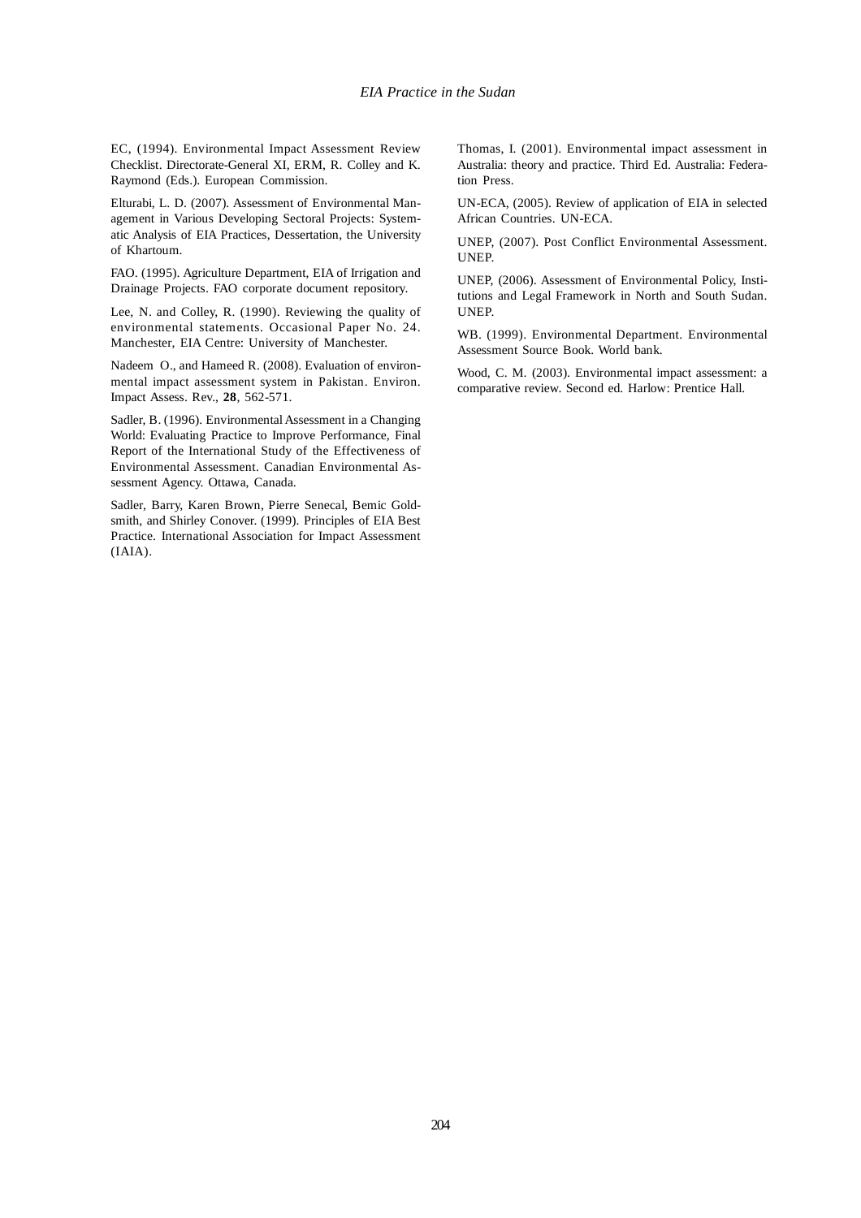EC, (1994). Environmental Impact Assessment Review Checklist. Directorate-General XI, ERM, R. Colley and K. Raymond (Eds.). European Commission.

Elturabi, L. D. (2007). Assessment of Environmental Management in Various Developing Sectoral Projects: Systematic Analysis of EIA Practices, Dessertation, the University of Khartoum.

FAO. (1995). Agriculture Department, EIA of Irrigation and Drainage Projects. FAO corporate document repository.

Lee, N. and Colley, R. (1990). Reviewing the quality of environmental statements. Occasional Paper No. 24. Manchester, EIA Centre: University of Manchester.

Nadeem O., and Hameed R. (2008). Evaluation of environmental impact assessment system in Pakistan. Environ. Impact Assess. Rev., **28**, 562-571.

Sadler, B. (1996). Environmental Assessment in a Changing World: Evaluating Practice to Improve Performance, Final Report of the International Study of the Effectiveness of Environmental Assessment. Canadian Environmental Assessment Agency. Ottawa, Canada.

Sadler, Barry, Karen Brown, Pierre Senecal, Bemic Goldsmith, and Shirley Conover. (1999). Principles of EIA Best Practice. International Association for Impact Assessment (IAIA).

Thomas, I. (2001). Environmental impact assessment in Australia: theory and practice. Third Ed. Australia: Federation Press.

UN-ECA, (2005). Review of application of EIA in selected African Countries. UN-ECA.

UNEP, (2007). Post Conflict Environmental Assessment. UNEP.

UNEP, (2006). Assessment of Environmental Policy, Institutions and Legal Framework in North and South Sudan. UNEP.

WB. (1999). Environmental Department. Environmental Assessment Source Book. World bank.

Wood, C. M. (2003). Environmental impact assessment: a comparative review. Second ed. Harlow: Prentice Hall.